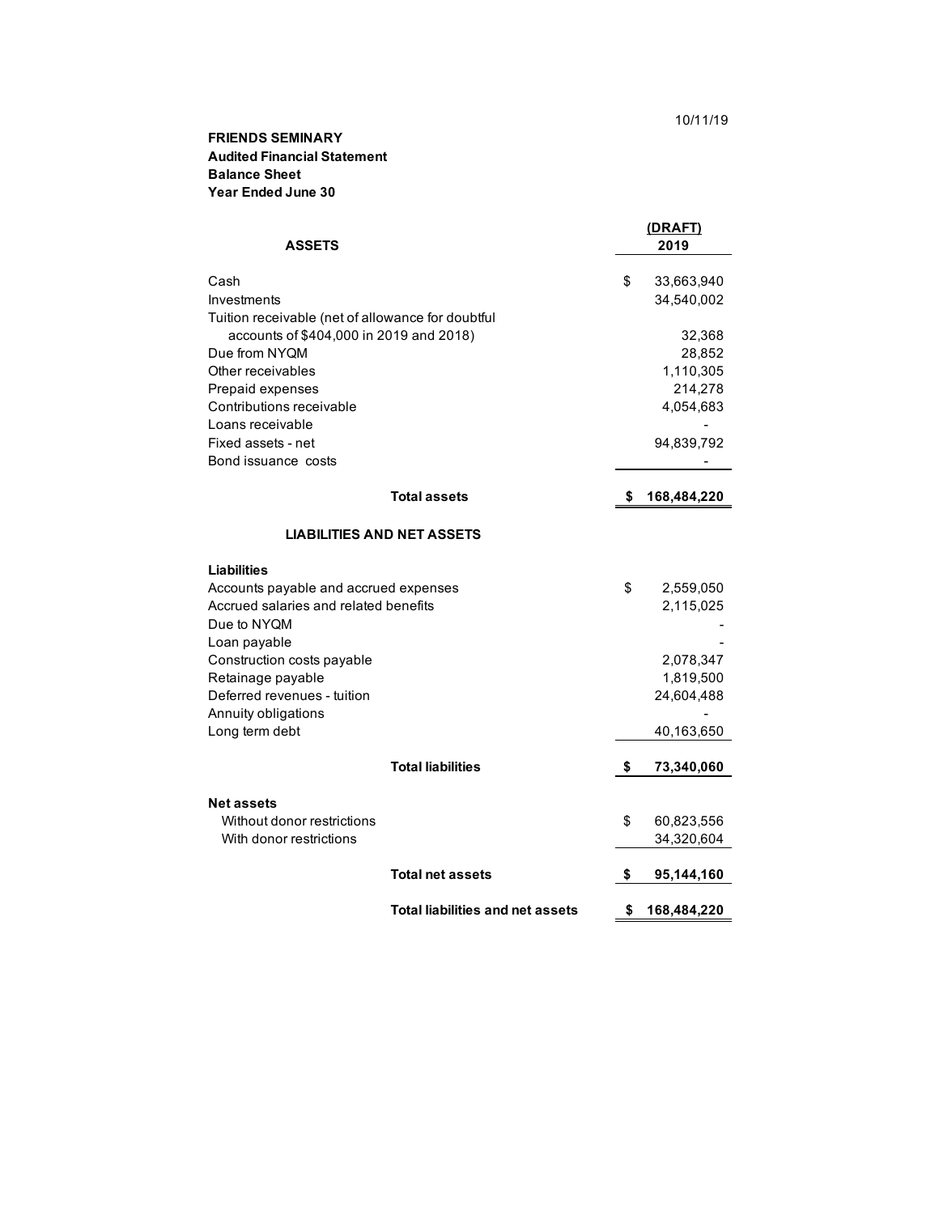10/11/19

**FRIENDS SEMINARY**
**Audited Financial Statement**
**Balance Sheet**
**Year Ended June 30**

| **ASSETS** | **(DRAFT) 2019** |
|---|---|
| Cash | $ 33,663,940 |
| Investments | 34,540,002 |
| Tuition receivable (net of allowance for doubtful accounts of $404,000 in 2019 and 2018) | 32,368 |
| Due from NYQM | 28,852 |
| Other receivables | 1,110,305 |
| Prepaid expenses | 214,278 |
| Contributions receivable | 4,054,683 |
| Loans receivable | - |
| Fixed assets - net | 94,839,792 |
| Bond issuance costs | - |
| **Total assets** | **$ 168,484,220** |
| **LIABILITIES AND NET ASSETS** | |
| **Liabilities** | |
| Accounts payable and accrued expenses | $ 2,559,050 |
| Accrued salaries and related benefits | 2,115,025 |
| Due to NYQM | - |
| Loan payable | - |
| Construction costs payable | 2,078,347 |
| Retainage payable | 1,819,500 |
| Deferred revenues - tuition | 24,604,488 |
| Annuity obligations | - |
| Long term debt | 40,163,650 |
| **Total liabilities** | **$ 73,340,060** |
| **Net assets** | |
| Without donor restrictions | $ 60,823,556 |
| With donor restrictions | 34,320,604 |
| **Total net assets** | **$ 95,144,160** |
| **Total liabilities and net assets** | **$ 168,484,220** |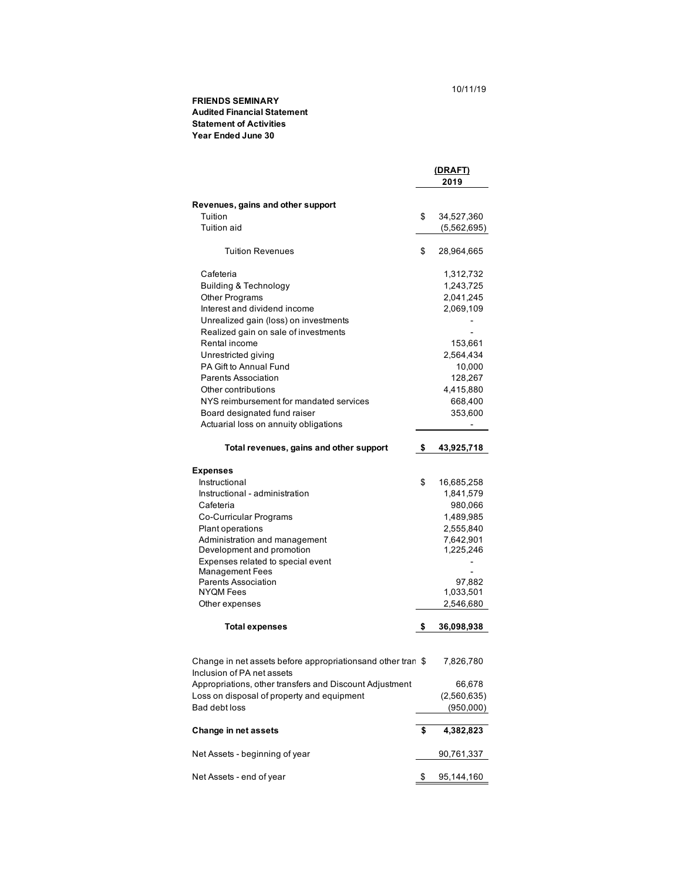10/11/19

**FRIENDS SEMINARY**
**Audited Financial Statement**
**Statement of Activities**
**Year Ended June 30**

| | | **(DRAFT)** **2019** |
|---|---|---|
| **Revenues, gains and other support** | | |
| Tuition | $ | 34,527,360 |
| Tuition aid | | (5,562,695) |
| Tuition Revenues | $ | 28,964,665 |
| Cafeteria | | 1,312,732 |
| Building & Technology | | 1,243,725 |
| Other Programs | | 2,041,245 |
| Interest and dividend income | | 2,069,109 |
| Unrealized gain (loss) on investments | | - |
| Realized gain on sale of investments | | - |
| Rental income | | 153,661 |
| Unrestricted giving | | 2,564,434 |
| PA Gift to Annual Fund | | 10,000 |
| Parents Association | | 128,267 |
| Other contributions | | 4,415,880 |
| NYS reimbursement for mandated services | | 668,400 |
| Board designated fund raiser | | 353,600 |
| Actuarial loss on annuity obligations | | - |
| **Total revenues, gains and other support** | **$** | **43,925,718** |
| **Expenses** | | |
| Instructional | $ | 16,685,258 |
| Instructional - administration | | 1,841,579 |
| Cafeteria | | 980,066 |
| Co-Curricular Programs | | 1,489,985 |
| Plant operations | | 2,555,840 |
| Administration and management | | 7,642,901 |
| Development and promotion | | 1,225,246 |
| Expenses related to special event | | - |
| Management Fees | | - |
| Parents Association | | 97,882 |
| NYQM Fees | | 1,033,501 |
| Other expenses | | 2,546,680 |
| **Total expenses** | **$** | **36,098,938** |
| Change in net assets before appropriationsand other tran | $ | 7,826,780 |
| Inclusion of PA net assets | | |
| Appropriations, other transfers and Discount Adjustment | | 66,678 |
| Loss on disposal of property and equipment | | (2,560,635) |
| Bad debt loss | | (950,000) |
| **Change in net assets** | **$** | **4,382,823** |
| Net Assets - beginning of year | | 90,761,337 |
| Net Assets - end of year | $ | 95,144,160 |